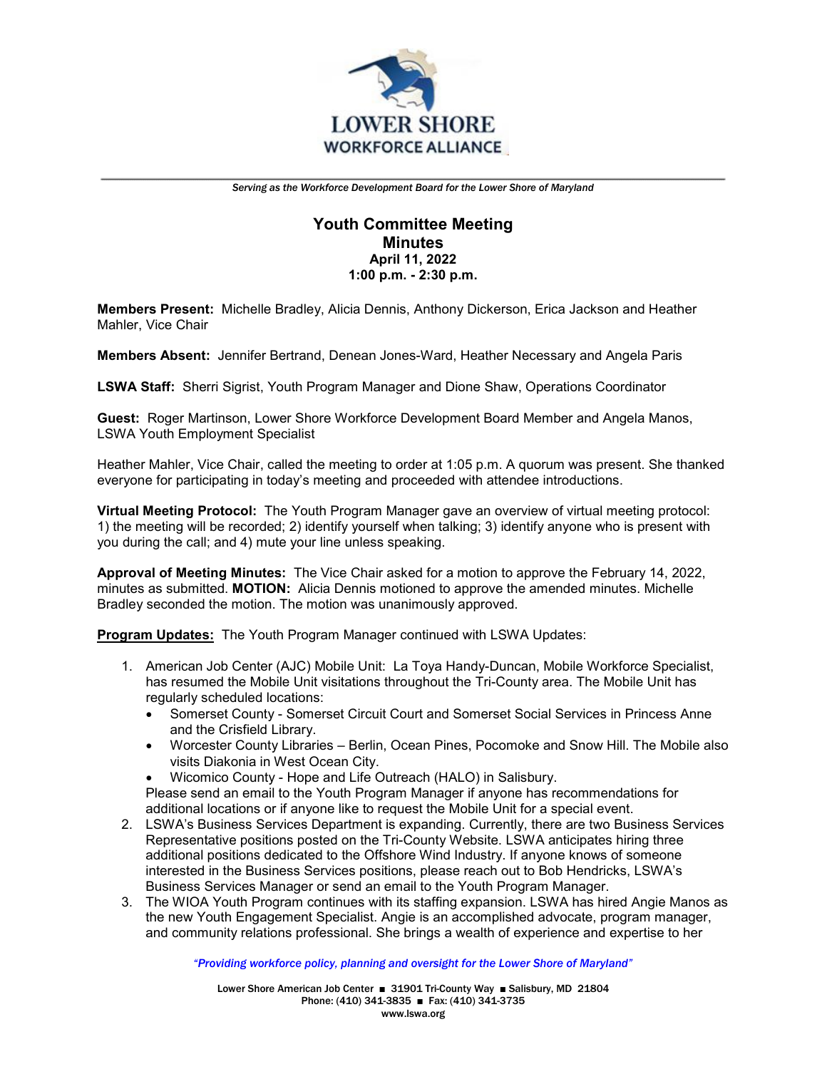LOWER SHORE
WORKFORCE ALLIANCE

*Serving as the Workforce Development Board for the Lower Shore of Maryland*

# Youth Committee Meeting
## Minutes
**April 11, 2022**
**1:00 p.m. - 2:30 p.m.**

**Members Present:** Michelle Bradley, Alicia Dennis, Anthony Dickerson, Erica Jackson and Heather Mahler, Vice Chair

**Members Absent:** Jennifer Bertrand, Denean Jones-Ward, Heather Necessary and Angela Paris

**LSWA Staff:** Sherri Sigrist, Youth Program Manager and Dione Shaw, Operations Coordinator

**Guest:** Roger Martinson, Lower Shore Workforce Development Board Member and Angela Manos, LSWA Youth Employment Specialist

Heather Mahler, Vice Chair, called the meeting to order at 1:05 p.m. A quorum was present. She thanked everyone for participating in today's meeting and proceeded with attendee introductions.

**Virtual Meeting Protocol:** The Youth Program Manager gave an overview of virtual meeting protocol: 1) the meeting will be recorded; 2) identify yourself when talking; 3) identify anyone who is present with you during the call; and 4) mute your line unless speaking.

**Approval of Meeting Minutes:** The Vice Chair asked for a motion to approve the February 14, 2022, minutes as submitted. **MOTION:** Alicia Dennis motioned to approve the amended minutes. Michelle Bradley seconded the motion. The motion was unanimously approved.

**Program Updates:** The Youth Program Manager continued with LSWA Updates:

1. American Job Center (AJC) Mobile Unit: La Toya Handy-Duncan, Mobile Workforce Specialist, has resumed the Mobile Unit visitations throughout the Tri-County area. The Mobile Unit has regularly scheduled locations:
   - Somerset County - Somerset Circuit Court and Somerset Social Services in Princess Anne and the Crisfield Library.
   - Worcester County Libraries – Berlin, Ocean Pines, Pocomoke and Snow Hill. The Mobile also visits Diakonia in West Ocean City.
   - Wicomico County - Hope and Life Outreach (HALO) in Salisbury.

   Please send an email to the Youth Program Manager if anyone has recommendations for additional locations or if anyone like to request the Mobile Unit for a special event.
2. LSWA's Business Services Department is expanding. Currently, there are two Business Services Representative positions posted on the Tri-County Website. LSWA anticipates hiring three additional positions dedicated to the Offshore Wind Industry. If anyone knows of someone interested in the Business Services positions, please reach out to Bob Hendricks, LSWA's Business Services Manager or send an email to the Youth Program Manager.
3. The WIOA Youth Program continues with its staffing expansion. LSWA has hired Angie Manos as the new Youth Engagement Specialist. Angie is an accomplished advocate, program manager, and community relations professional. She brings a wealth of experience and expertise to her

*"Providing workforce policy, planning and oversight for the Lower Shore of Maryland"*

Lower Shore American Job Center ■ 31901 Tri-County Way ■ Salisbury, MD 21804
Phone: (410) 341-3835 ■ Fax: (410) 341-3735
www.lswa.org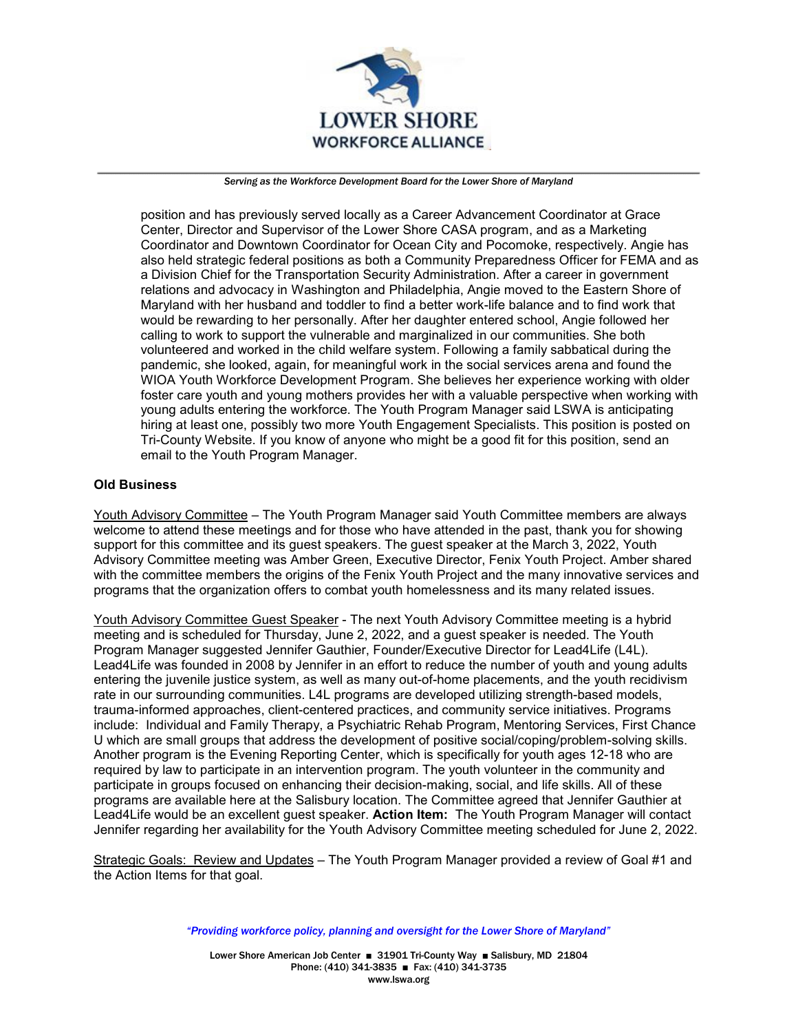position and has previously served locally as a Career Advancement Coordinator at Grace Center, Director and Supervisor of the Lower Shore CASA program, and as a Marketing Coordinator and Downtown Coordinator for Ocean City and Pocomoke, respectively. Angie has also held strategic federal positions as both a Community Preparedness Officer for FEMA and as a Division Chief for the Transportation Security Administration. After a career in government relations and advocacy in Washington and Philadelphia, Angie moved to the Eastern Shore of Maryland with her husband and toddler to find a better work-life balance and to find work that would be rewarding to her personally. After her daughter entered school, Angie followed her calling to work to support the vulnerable and marginalized in our communities. She both volunteered and worked in the child welfare system. Following a family sabbatical during the pandemic, she looked, again, for meaningful work in the social services arena and found the WIOA Youth Workforce Development Program. She believes her experience working with older foster care youth and young mothers provides her with a valuable perspective when working with young adults entering the workforce. The Youth Program Manager said LSWA is anticipating hiring at least one, possibly two more Youth Engagement Specialists. This position is posted on Tri-County Website. If you know of anyone who might be a good fit for this position, send an email to the Youth Program Manager.

**Old Business**

Youth Advisory Committee – The Youth Program Manager said Youth Committee members are always welcome to attend these meetings and for those who have attended in the past, thank you for showing support for this committee and its guest speakers. The guest speaker at the March 3, 2022, Youth Advisory Committee meeting was Amber Green, Executive Director, Fenix Youth Project. Amber shared with the committee members the origins of the Fenix Youth Project and the many innovative services and programs that the organization offers to combat youth homelessness and its many related issues.

Youth Advisory Committee Guest Speaker - The next Youth Advisory Committee meeting is a hybrid meeting and is scheduled for Thursday, June 2, 2022, and a guest speaker is needed. The Youth Program Manager suggested Jennifer Gauthier, Founder/Executive Director for Lead4Life (L4L). Lead4Life was founded in 2008 by Jennifer in an effort to reduce the number of youth and young adults entering the juvenile justice system, as well as many out-of-home placements, and the youth recidivism rate in our surrounding communities. L4L programs are developed utilizing strength-based models, trauma-informed approaches, client-centered practices, and community service initiatives. Programs include: Individual and Family Therapy, a Psychiatric Rehab Program, Mentoring Services, First Chance U which are small groups that address the development of positive social/coping/problem-solving skills. Another program is the Evening Reporting Center, which is specifically for youth ages 12-18 who are required by law to participate in an intervention program. The youth volunteer in the community and participate in groups focused on enhancing their decision-making, social, and life skills. All of these programs are available here at the Salisbury location. The Committee agreed that Jennifer Gauthier at Lead4Life would be an excellent guest speaker. **Action Item:** The Youth Program Manager will contact Jennifer regarding her availability for the Youth Advisory Committee meeting scheduled for June 2, 2022.

Strategic Goals: Review and Updates – The Youth Program Manager provided a review of Goal #1 and the Action Items for that goal.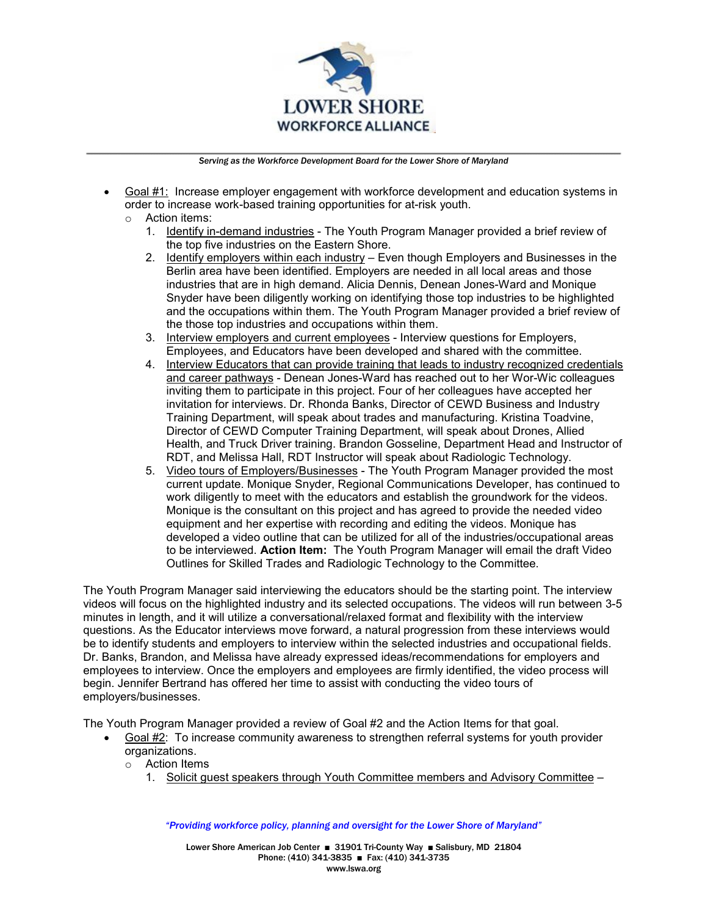- Goal #1: Increase employer engagement with workforce development and education systems in order to increase work-based training opportunities for at-risk youth.
  - Action items:
    1. Identify in-demand industries - The Youth Program Manager provided a brief review of the top five industries on the Eastern Shore.
    2. Identify employers within each industry – Even though Employers and Businesses in the Berlin area have been identified. Employers are needed in all local areas and those industries that are in high demand. Alicia Dennis, Denean Jones-Ward and Monique Snyder have been diligently working on identifying those top industries to be highlighted and the occupations within them. The Youth Program Manager provided a brief review of the those top industries and occupations within them.
    3. Interview employers and current employees - Interview questions for Employers, Employees, and Educators have been developed and shared with the committee.
    4. Interview Educators that can provide training that leads to industry recognized credentials and career pathways - Denean Jones-Ward has reached out to her Wor-Wic colleagues inviting them to participate in this project. Four of her colleagues have accepted her invitation for interviews. Dr. Rhonda Banks, Director of CEWD Business and Industry Training Department, will speak about trades and manufacturing. Kristina Toadvine, Director of CEWD Computer Training Department, will speak about Drones, Allied Health, and Truck Driver training. Brandon Gosseline, Department Head and Instructor of RDT, and Melissa Hall, RDT Instructor will speak about Radiologic Technology.
    5. Video tours of Employers/Businesses - The Youth Program Manager provided the most current update. Monique Snyder, Regional Communications Developer, has continued to work diligently to meet with the educators and establish the groundwork for the videos. Monique is the consultant on this project and has agreed to provide the needed video equipment and her expertise with recording and editing the videos. Monique has developed a video outline that can be utilized for all of the industries/occupational areas to be interviewed. **Action Item:** The Youth Program Manager will email the draft Video Outlines for Skilled Trades and Radiologic Technology to the Committee.

The Youth Program Manager said interviewing the educators should be the starting point. The interview videos will focus on the highlighted industry and its selected occupations. The videos will run between 3-5 minutes in length, and it will utilize a conversational/relaxed format and flexibility with the interview questions. As the Educator interviews move forward, a natural progression from these interviews would be to identify students and employers to interview within the selected industries and occupational fields. Dr. Banks, Brandon, and Melissa have already expressed ideas/recommendations for employers and employees to interview. Once the employers and employees are firmly identified, the video process will begin. Jennifer Bertrand has offered her time to assist with conducting the video tours of employers/businesses.

The Youth Program Manager provided a review of Goal #2 and the Action Items for that goal.

- Goal #2: To increase community awareness to strengthen referral systems for youth provider organizations.
  - Action Items
    1. Solicit guest speakers through Youth Committee members and Advisory Committee –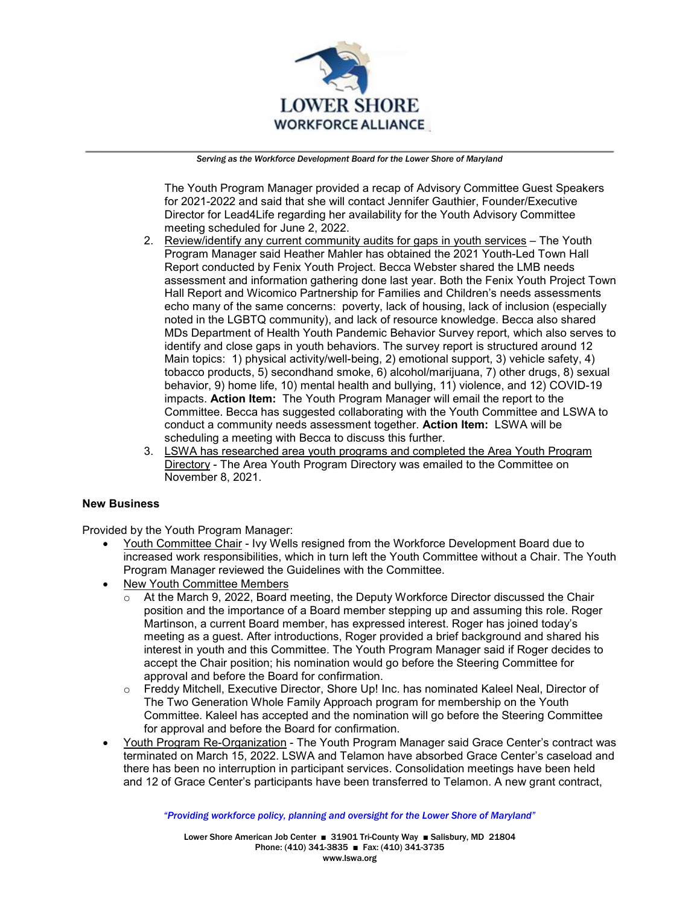The Youth Program Manager provided a recap of Advisory Committee Guest Speakers for 2021-2022 and said that she will contact Jennifer Gauthier, Founder/Executive Director for Lead4Life regarding her availability for the Youth Advisory Committee meeting scheduled for June 2, 2022.

2. Review/identify any current community audits for gaps in youth services – The Youth Program Manager said Heather Mahler has obtained the 2021 Youth-Led Town Hall Report conducted by Fenix Youth Project. Becca Webster shared the LMB needs assessment and information gathering done last year. Both the Fenix Youth Project Town Hall Report and Wicomico Partnership for Families and Children's needs assessments echo many of the same concerns: poverty, lack of housing, lack of inclusion (especially noted in the LGBTQ community), and lack of resource knowledge. Becca also shared MDs Department of Health Youth Pandemic Behavior Survey report, which also serves to identify and close gaps in youth behaviors. The survey report is structured around 12 Main topics: 1) physical activity/well-being, 2) emotional support, 3) vehicle safety, 4) tobacco products, 5) secondhand smoke, 6) alcohol/marijuana, 7) other drugs, 8) sexual behavior, 9) home life, 10) mental health and bullying, 11) violence, and 12) COVID-19 impacts. **Action Item:** The Youth Program Manager will email the report to the Committee. Becca has suggested collaborating with the Youth Committee and LSWA to conduct a community needs assessment together. **Action Item:** LSWA will be scheduling a meeting with Becca to discuss this further.
3. LSWA has researched area youth programs and completed the Area Youth Program Directory - The Area Youth Program Directory was emailed to the Committee on November 8, 2021.

**New Business**

Provided by the Youth Program Manager:

- Youth Committee Chair - Ivy Wells resigned from the Workforce Development Board due to increased work responsibilities, which in turn left the Youth Committee without a Chair. The Youth Program Manager reviewed the Guidelines with the Committee.
- New Youth Committee Members
  - At the March 9, 2022, Board meeting, the Deputy Workforce Director discussed the Chair position and the importance of a Board member stepping up and assuming this role. Roger Martinson, a current Board member, has expressed interest. Roger has joined today's meeting as a guest. After introductions, Roger provided a brief background and shared his interest in youth and this Committee. The Youth Program Manager said if Roger decides to accept the Chair position; his nomination would go before the Steering Committee for approval and before the Board for confirmation.
  - Freddy Mitchell, Executive Director, Shore Up! Inc. has nominated Kaleel Neal, Director of The Two Generation Whole Family Approach program for membership on the Youth Committee. Kaleel has accepted and the nomination will go before the Steering Committee for approval and before the Board for confirmation.
- Youth Program Re-Organization - The Youth Program Manager said Grace Center's contract was terminated on March 15, 2022. LSWA and Telamon have absorbed Grace Center's caseload and there has been no interruption in participant services. Consolidation meetings have been held and 12 of Grace Center's participants have been transferred to Telamon. A new grant contract,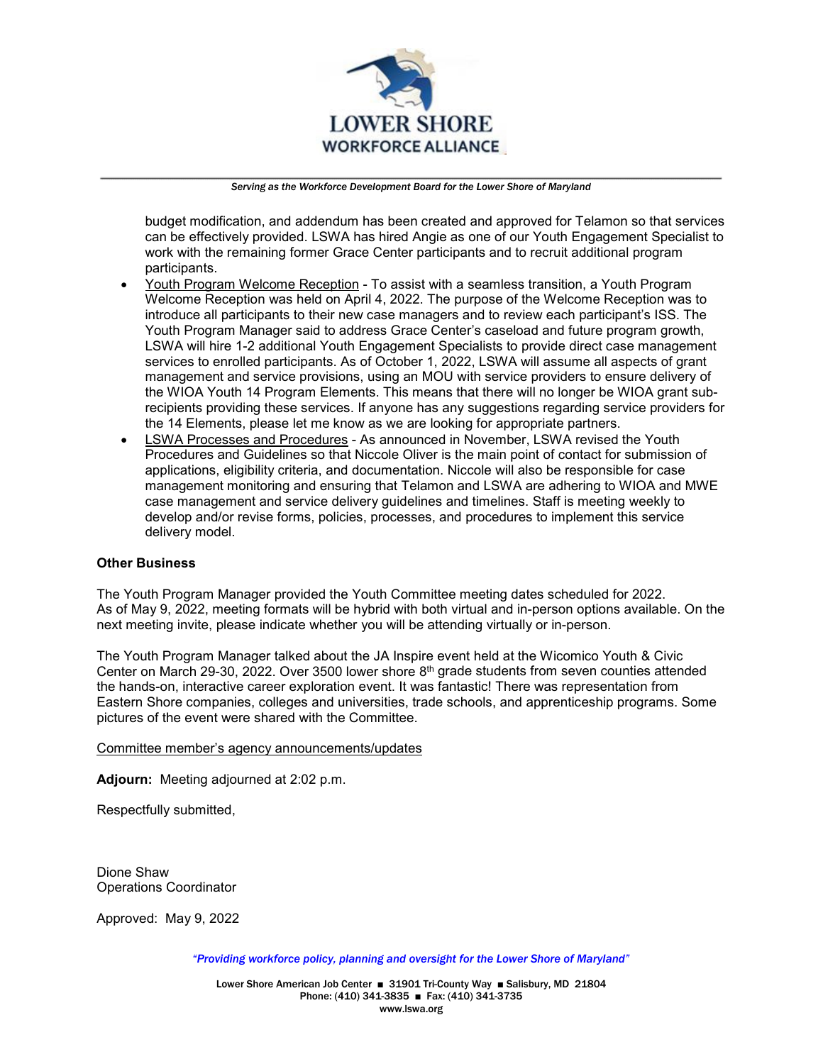budget modification, and addendum has been created and approved for Telamon so that services can be effectively provided. LSWA has hired Angie as one of our Youth Engagement Specialist to work with the remaining former Grace Center participants and to recruit additional program participants.

- Youth Program Welcome Reception - To assist with a seamless transition, a Youth Program Welcome Reception was held on April 4, 2022. The purpose of the Welcome Reception was to introduce all participants to their new case managers and to review each participant's ISS. The Youth Program Manager said to address Grace Center's caseload and future program growth, LSWA will hire 1-2 additional Youth Engagement Specialists to provide direct case management services to enrolled participants. As of October 1, 2022, LSWA will assume all aspects of grant management and service provisions, using an MOU with service providers to ensure delivery of the WIOA Youth 14 Program Elements. This means that there will no longer be WIOA grant sub-recipients providing these services. If anyone has any suggestions regarding service providers for the 14 Elements, please let me know as we are looking for appropriate partners.
- LSWA Processes and Procedures - As announced in November, LSWA revised the Youth Procedures and Guidelines so that Niccole Oliver is the main point of contact for submission of applications, eligibility criteria, and documentation. Niccole will also be responsible for case management monitoring and ensuring that Telamon and LSWA are adhering to WIOA and MWE case management and service delivery guidelines and timelines. Staff is meeting weekly to develop and/or revise forms, policies, processes, and procedures to implement this service delivery model.

**Other Business**

The Youth Program Manager provided the Youth Committee meeting dates scheduled for 2022. As of May 9, 2022, meeting formats will be hybrid with both virtual and in-person options available. On the next meeting invite, please indicate whether you will be attending virtually or in-person.

The Youth Program Manager talked about the JA Inspire event held at the Wicomico Youth & Civic Center on March 29-30, 2022. Over 3500 lower shore 8th grade students from seven counties attended the hands-on, interactive career exploration event. It was fantastic! There was representation from Eastern Shore companies, colleges and universities, trade schools, and apprenticeship programs. Some pictures of the event were shared with the Committee.

Committee member's agency announcements/updates

**Adjourn:** Meeting adjourned at 2:02 p.m.

Respectfully submitted,

Dione Shaw
Operations Coordinator

Approved: May 9, 2022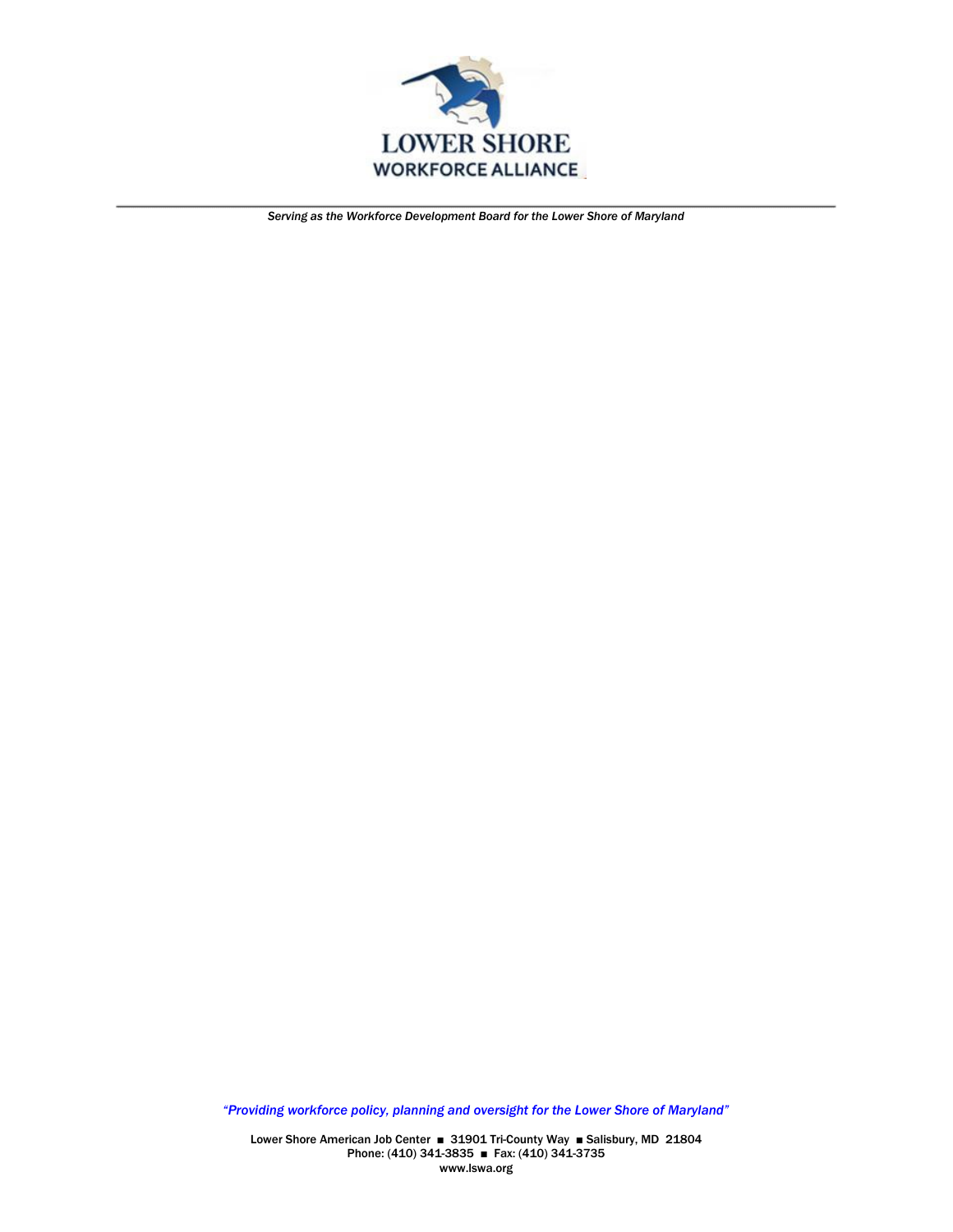LOWER SHORE
WORKFORCE ALLIANCE

*Serving as the Workforce Development Board for the Lower Shore of Maryland*

*"Providing workforce policy, planning and oversight for the Lower Shore of Maryland"*

Lower Shore American Job Center ■ 31901 Tri-County Way ■ Salisbury, MD 21804
Phone: (410) 341-3835 ■ Fax: (410) 341-3735
www.lswa.org